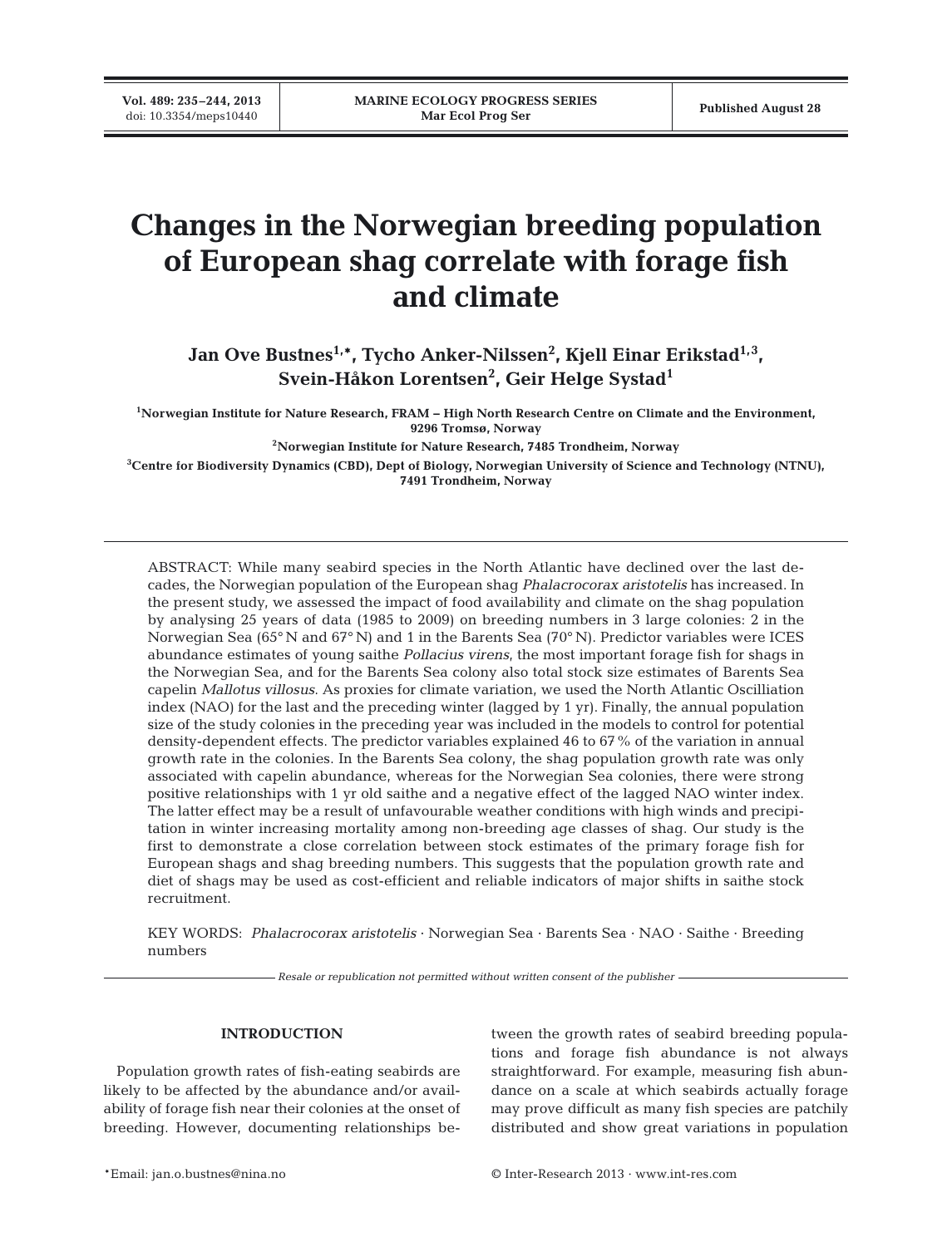# Changes in the Norwegian breeding population of European shag correlate with forage fish and climate

**Jan Ove Bustnes[1,*], Tycho Anker-Nilssen[2], Kjell Einar Erikstad[1,3], Svein-Håkon Lorentsen[2], Geir Helge Systad[1]**

[1]Norwegian Institute for Nature Research, FRAM – High North Research Centre on Climate and the Environment, 9296 Tromsø, Norway

[2]Norwegian Institute for Nature Research, 7485 Trondheim, Norway

[3]Centre for Biodiversity Dynamics (CBD), Dept of Biology, Norwegian University of Science and Technology (NTNU), 7491 Trondheim, Norway

ABSTRACT: While many seabird species in the North Atlantic have declined over the last decades, the Norwegian population of the European shag *Phalacrocorax aristotelis* has increased. In the present study, we assessed the impact of food availability and climate on the shag population by analysing 25 years of data (1985 to 2009) on breeding numbers in 3 large colonies: 2 in the Norwegian Sea (65° N and 67° N) and 1 in the Barents Sea (70° N). Predictor variables were ICES abundance estimates of young saithe *Pollacius virens*, the most important forage fish for shags in the Norwegian Sea, and for the Barents Sea colony also total stock size estimates of Barents Sea capelin *Mallotus villosus*. As proxies for climate variation, we used the North Atlantic Oscilliation index (NAO) for the last and the preceding winter (lagged by 1 yr). Finally, the annual population size of the study colonies in the preceding year was included in the models to control for potential density-dependent effects. The predictor variables explained 46 to 67 % of the variation in annual growth rate in the colonies. In the Barents Sea colony, the shag population growth rate was only associated with capelin abundance, whereas for the Norwegian Sea colonies, there were strong positive relationships with 1 yr old saithe and a negative effect of the lagged NAO winter index. The latter effect may be a result of unfavourable weather conditions with high winds and precipitation in winter increasing mortality among non-breeding age classes of shag. Our study is the first to demonstrate a close correlation between stock estimates of the primary forage fish for European shags and shag breeding numbers. This suggests that the population growth rate and diet of shags may be used as cost-efficient and reliable indicators of major shifts in saithe stock recruitment.

KEY WORDS: *Phalacrocorax aristotelis* · Norwegian Sea · Barents Sea · NAO · Saithe · Breeding numbers

*Resale or republication not permitted without written consent of the publisher*

## INTRODUCTION

Population growth rates of fish-eating seabirds are likely to be affected by the abundance and/or availability of forage fish near their colonies at the onset of breeding. However, documenting relationships between the growth rates of seabird breeding populations and forage fish abundance is not always straightforward. For example, measuring fish abundance on a scale at which seabirds actually forage may prove difficult as many fish species are patchily distributed and show great variations in population

*Email: jan.o.bustnes@nina.no

© Inter-Research 2013 · www.int-res.com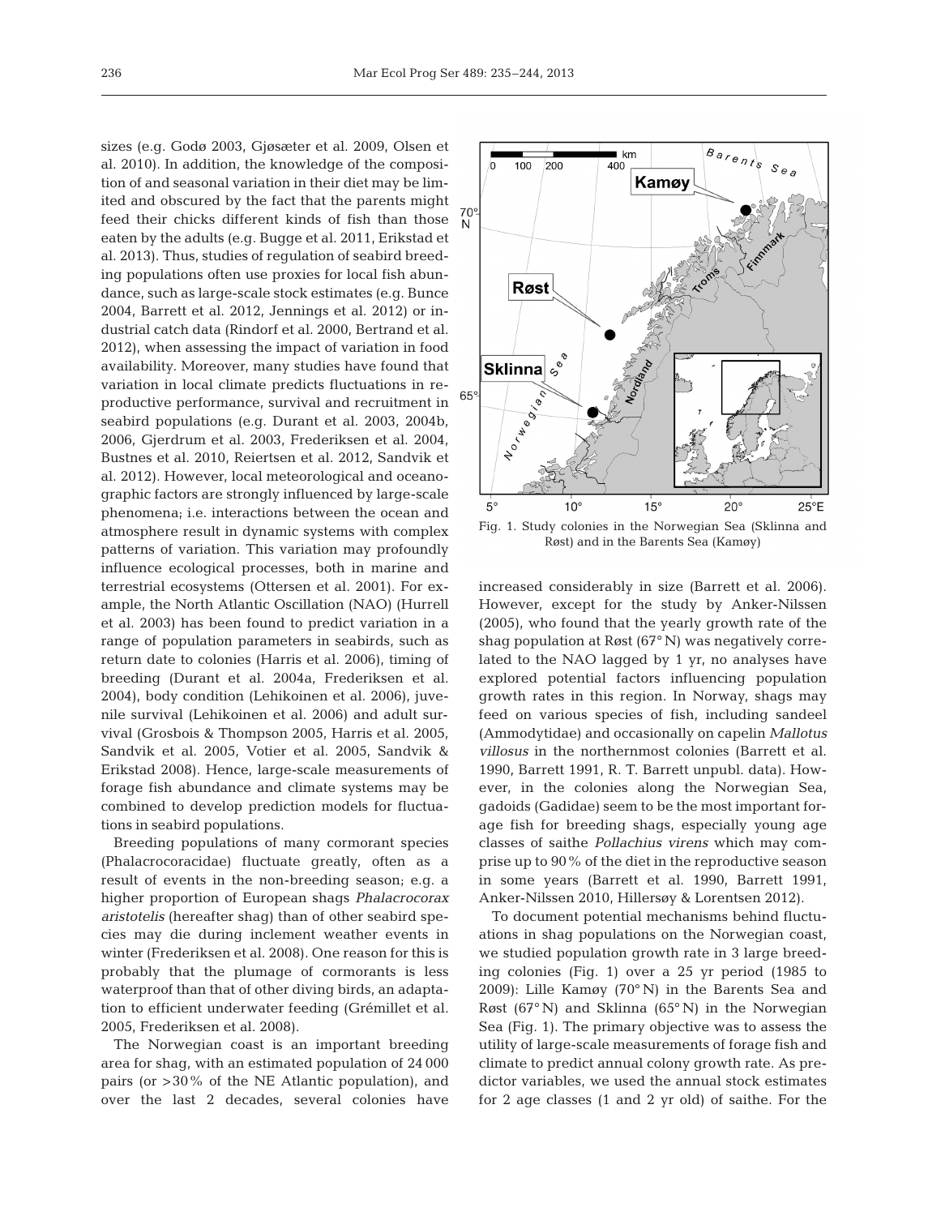sizes (e.g. Godø 2003, Gjøsæter et al. 2009, Olsen et al. 2010). In addition, the knowledge of the composition of and seasonal variation in their diet may be limited and obscured by the fact that the parents might feed their chicks different kinds of fish than those eaten by the adults (e.g. Bugge et al. 2011, Erikstad et al. 2013). Thus, studies of regulation of seabird breeding populations often use proxies for local fish abundance, such as large-scale stock estimates (e.g. Bunce 2004, Barrett et al. 2012, Jennings et al. 2012) or industrial catch data (Rindorf et al. 2000, Bertrand et al. 2012), when assessing the impact of variation in food availability. Moreover, many studies have found that variation in local climate predicts fluctuations in reproductive performance, survival and recruitment in seabird populations (e.g. Durant et al. 2003, 2004b, 2006, Gjerdrum et al. 2003, Frederiksen et al. 2004, Bustnes et al. 2010, Reiertsen et al. 2012, Sandvik et al. 2012). However, local meteorological and oceanographic factors are strongly influenced by large-scale phenomena; i.e. interactions between the ocean and atmosphere result in dynamic systems with complex patterns of variation. This variation may profoundly influence ecological processes, both in marine and terrestrial ecosystems (Ottersen et al. 2001). For example, the North Atlantic Oscillation (NAO) (Hurrell et al. 2003) has been found to predict variation in a range of population parameters in seabirds, such as return date to colonies (Harris et al. 2006), timing of breeding (Durant et al. 2004a, Frederiksen et al. 2004), body condition (Lehikoinen et al. 2006), juvenile survival (Lehikoinen et al. 2006) and adult survival (Grosbois & Thompson 2005, Harris et al. 2005, Sandvik et al. 2005, Votier et al. 2005, Sandvik & Erikstad 2008). Hence, large-scale measurements of forage fish abundance and climate systems may be combined to develop prediction models for fluctuations in seabird populations.

Breeding populations of many cormorant species (Phalacrocoracidae) fluctuate greatly, often as a result of events in the non-breeding season; e.g. a higher proportion of European shags *Phalacrocorax aristotelis* (hereafter shag) than of other seabird species may die during inclement weather events in winter (Frederiksen et al. 2008). One reason for this is probably that the plumage of cormorants is less waterproof than that of other diving birds, an adaptation to efficient underwater feeding (Grémillet et al. 2005, Frederiksen et al. 2008).

The Norwegian coast is an important breeding area for shag, with an estimated population of 24 000 pairs (or >30% of the NE Atlantic population), and over the last 2 decades, several colonies have increased considerably in size (Barrett et al. 2006). However, except for the study by Anker-Nilssen (2005), who found that the yearly growth rate of the shag population at Røst (67° N) was negatively correlated to the NAO lagged by 1 yr, no analyses have explored potential factors influencing population growth rates in this region. In Norway, shags may feed on various species of fish, including sandeel (Ammodytidae) and occasionally on capelin *Mallotus villosus* in the northernmost colonies (Barrett et al. 1990, Barrett 1991, R. T. Barrett unpubl. data). However, in the colonies along the Norwegian Sea, gadoids (Gadidae) seem to be the most important forage fish for breeding shags, especially young age classes of saithe *Pollachius virens* which may comprise up to 90% of the diet in the reproductive season in some years (Barrett et al. 1990, Barrett 1991, Anker-Nilssen 2010, Hillersøy & Lorentsen 2012).

Fig. 1. Study colonies in the Norwegian Sea (Sklinna and Røst) and in the Barents Sea (Kamøy)

To document potential mechanisms behind fluctuations in shag populations on the Norwegian coast, we studied population growth rate in 3 large breeding colonies (Fig. 1) over a 25 yr period (1985 to 2009): Lille Kamøy (70° N) in the Barents Sea and Røst (67° N) and Sklinna (65° N) in the Norwegian Sea (Fig. 1). The primary objective was to assess the utility of large-scale measurements of forage fish and climate to predict annual colony growth rate. As predictor variables, we used the annual stock estimates for 2 age classes (1 and 2 yr old) of saithe. For the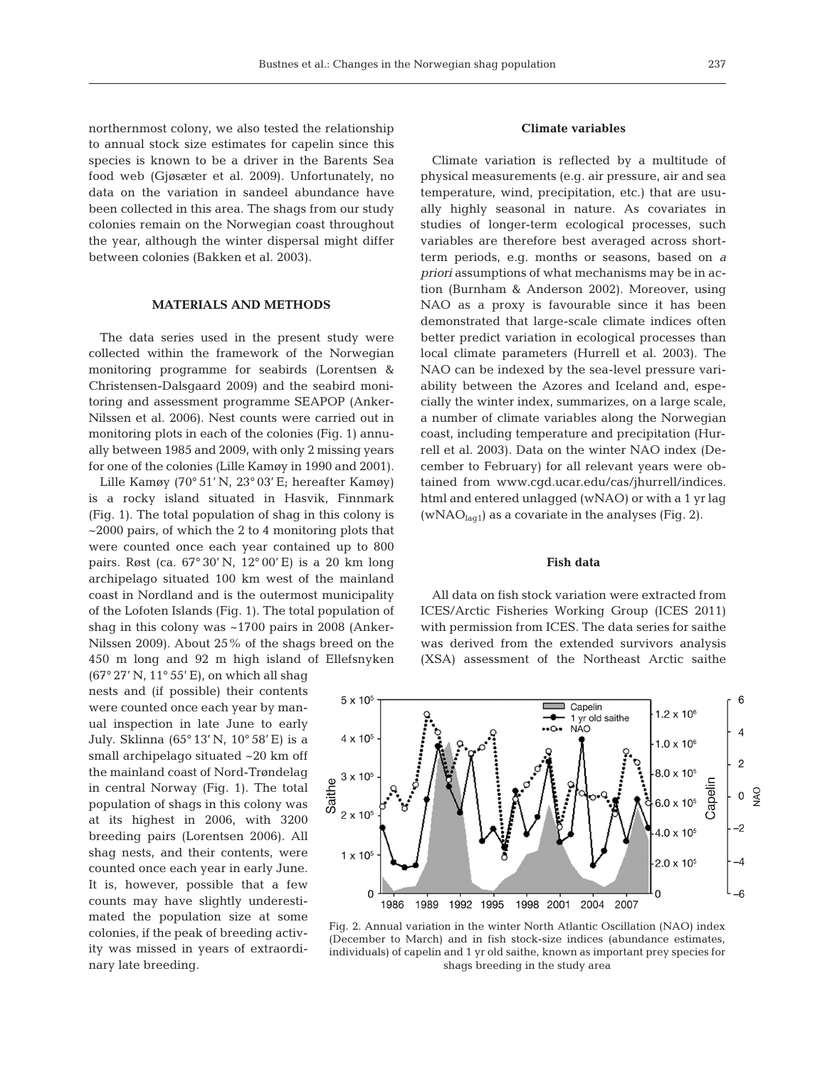northernmost colony, we also tested the relationship to annual stock size estimates for capelin since this species is known to be a driver in the Barents Sea food web (Gjøsæter et al. 2009). Unfortunately, no data on the variation in sandeel abundance have been collected in this area. The shags from our study colonies remain on the Norwegian coast throughout the year, although the winter dispersal might differ between colonies (Bakken et al. 2003).

## MATERIALS AND METHODS

The data series used in the present study were collected within the framework of the Norwegian monitoring programme for seabirds (Lorentsen & Christensen-Dalsgaard 2009) and the seabird monitoring and assessment programme SEAPOP (Anker-Nilssen et al. 2006). Nest counts were carried out in monitoring plots in each of the colonies (Fig. 1) annually between 1985 and 2009, with only 2 missing years for one of the colonies (Lille Kamøy in 1990 and 2001).

Lille Kamøy (70° 51′ N, 23° 03′ E; hereafter Kamøy) is a rocky island situated in Hasvik, Finnmark (Fig. 1). The total population of shag in this colony is ~2000 pairs, of which the 2 to 4 monitoring plots that were counted once each year contained up to 800 pairs. Røst (ca. 67° 30′ N, 12° 00′ E) is a 20 km long archipelago situated 100 km west of the mainland coast in Nordland and is the outermost municipality of the Lofoten Islands (Fig. 1). The total population of shag in this colony was ~1700 pairs in 2008 (Anker-Nilssen 2009). About 25% of the shags breed on the 450 m long and 92 m high island of Ellefsnyken (67° 27′ N, 11° 55′ E), on which all shag nests and (if possible) their contents were counted once each year by manual inspection in late June to early July. Sklinna (65° 13′ N, 10° 58′ E) is a small archipelago situated ~20 km off the mainland coast of Nord-Trøndelag in central Norway (Fig. 1). The total population of shags in this colony was at its highest in 2006, with 3200 breeding pairs (Lorentsen 2006). All shag nests, and their contents, were counted once each year in early June. It is, however, possible that a few counts may have slightly underestimated the population size at some colonies, if the peak of breeding activity was missed in years of extraordinary late breeding.

### Climate variables

Climate variation is reflected by a multitude of physical measurements (e.g. air pressure, air and sea temperature, wind, precipitation, etc.) that are usually highly seasonal in nature. As covariates in studies of longer-term ecological processes, such variables are therefore best averaged across short-term periods, e.g. months or seasons, based on *a priori* assumptions of what mechanisms may be in action (Burnham & Anderson 2002). Moreover, using NAO as a proxy is favourable since it has been demonstrated that large-scale climate indices often better predict variation in ecological processes than local climate parameters (Hurrell et al. 2003). The NAO can be indexed by the sea-level pressure variability between the Azores and Iceland and, especially the winter index, summarizes, on a large scale, a number of climate variables along the Norwegian coast, including temperature and precipitation (Hurrell et al. 2003). Data on the winter NAO index (December to February) for all relevant years were obtained from www.cgd.ucar.edu/cas/jhurrell/indices.html and entered unlagged (wNAO) or with a 1 yr lag ($wNAO_{lag1}$) as a covariate in the analyses (Fig. 2).

### Fish data

All data on fish stock variation were extracted from ICES/Arctic Fisheries Working Group (ICES 2011) with permission from ICES. The data series for saithe was derived from the extended survivors analysis (XSA) assessment of the Northeast Arctic saithe

Fig. 2. Annual variation in the winter North Atlantic Oscillation (NAO) index (December to March) and in fish stock-size indices (abundance estimates, individuals) of capelin and 1 yr old saithe, known as important prey species for shags breeding in the study area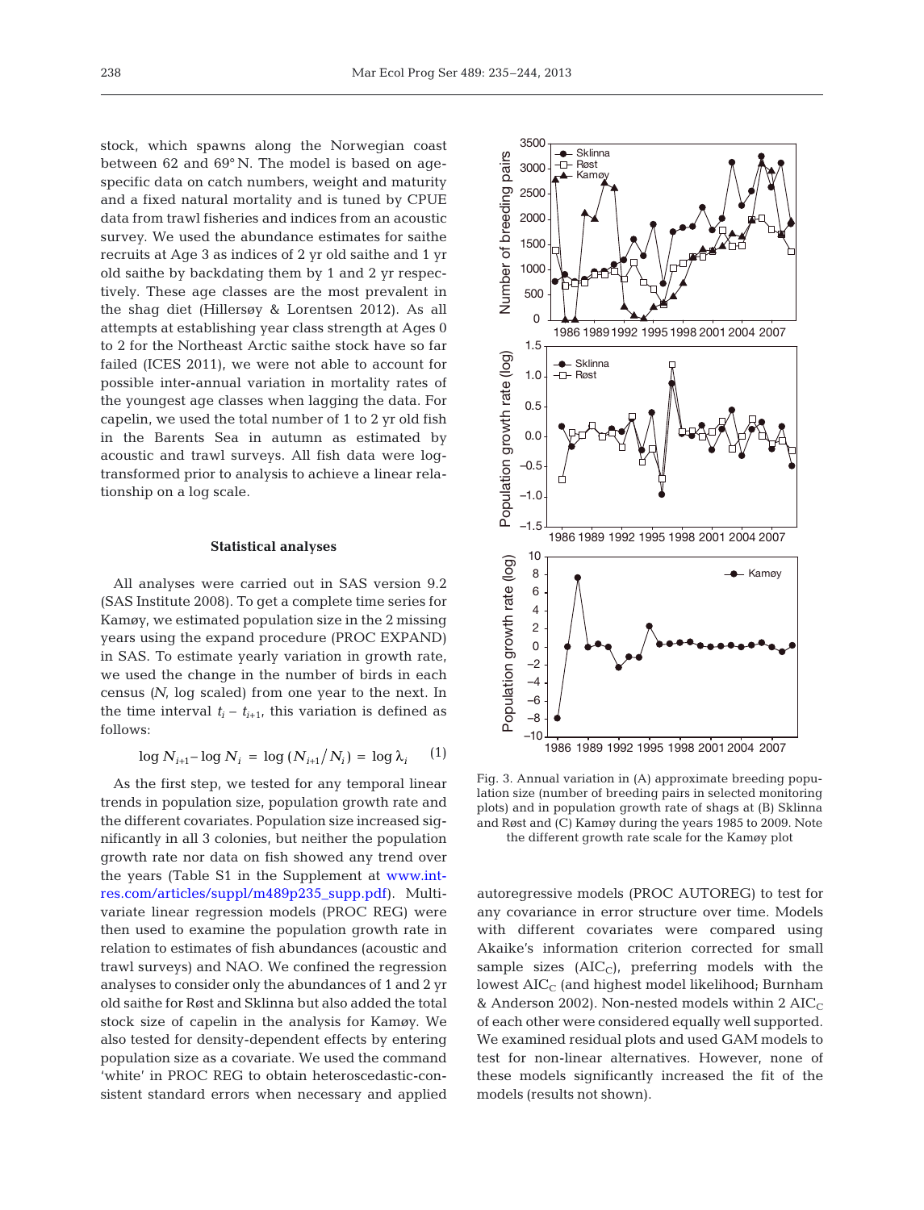stock, which spawns along the Norwegian coast between 62 and 69° N. The model is based on age-specific data on catch numbers, weight and maturity and a fixed natural mortality and is tuned by CPUE data from trawl fisheries and indices from an acoustic survey. We used the abundance estimates for saithe recruits at Age 3 as indices of 2 yr old saithe and 1 yr old saithe by backdating them by 1 and 2 yr respectively. These age classes are the most prevalent in the shag diet (Hillersøy & Lorentsen 2012). As all attempts at establishing year class strength at Ages 0 to 2 for the Northeast Arctic saithe stock have so far failed (ICES 2011), we were not able to account for possible inter-annual variation in mortality rates of the youngest age classes when lagging the data. For capelin, we used the total number of 1 to 2 yr old fish in the Barents Sea in autumn as estimated by acoustic and trawl surveys. All fish data were log-transformed prior to analysis to achieve a linear relationship on a log scale.

### Statistical analyses

All analyses were carried out in SAS version 9.2 (SAS Institute 2008). To get a complete time series for Kamøy, we estimated population size in the 2 missing years using the expand procedure (PROC EXPAND) in SAS. To estimate yearly variation in growth rate, we used the change in the number of birds in each census ($N$, log scaled) from one year to the next. In the time interval $t_i - t_{i+1}$, this variation is defined as follows:

$$\log N_{i+1} - \log N_i = \log (N_{i+1}/N_i) = \log \lambda_i \quad (1)$$

As the first step, we tested for any temporal linear trends in population size, population growth rate and the different covariates. Population size increased significantly in all 3 colonies, but neither the population growth rate nor data on fish showed any trend over the years (Table S1 in the Supplement at www.int-res.com/articles/suppl/m489p235_supp.pdf). Multivariate linear regression models (PROC REG) were then used to examine the population growth rate in relation to estimates of fish abundances (acoustic and trawl surveys) and NAO. We confined the regression analyses to consider only the abundances of 1 and 2 yr old saithe for Røst and Sklinna but also added the total stock size of capelin in the analysis for Kamøy. We also tested for density-dependent effects by entering population size as a covariate. We used the command 'white' in PROC REG to obtain heteroscedastic-consistent standard errors when necessary and applied autoregressive models (PROC AUTOREG) to test for any covariance in error structure over time. Models with different covariates were compared using Akaike's information criterion corrected for small sample sizes ($AIC_C$), preferring models with the lowest $AIC_C$ (and highest model likelihood; Burnham & Anderson 2002). Non-nested models within 2 $AIC_C$ of each other were considered equally well supported. We examined residual plots and used GAM models to test for non-linear alternatives. However, none of these models significantly increased the fit of the models (results not shown).

Fig. 3. Annual variation in (A) approximate breeding population size (number of breeding pairs in selected monitoring plots) and in population growth rate of shags at (B) Sklinna and Røst and (C) Kamøy during the years 1985 to 2009. Note the different growth rate scale for the Kamøy plot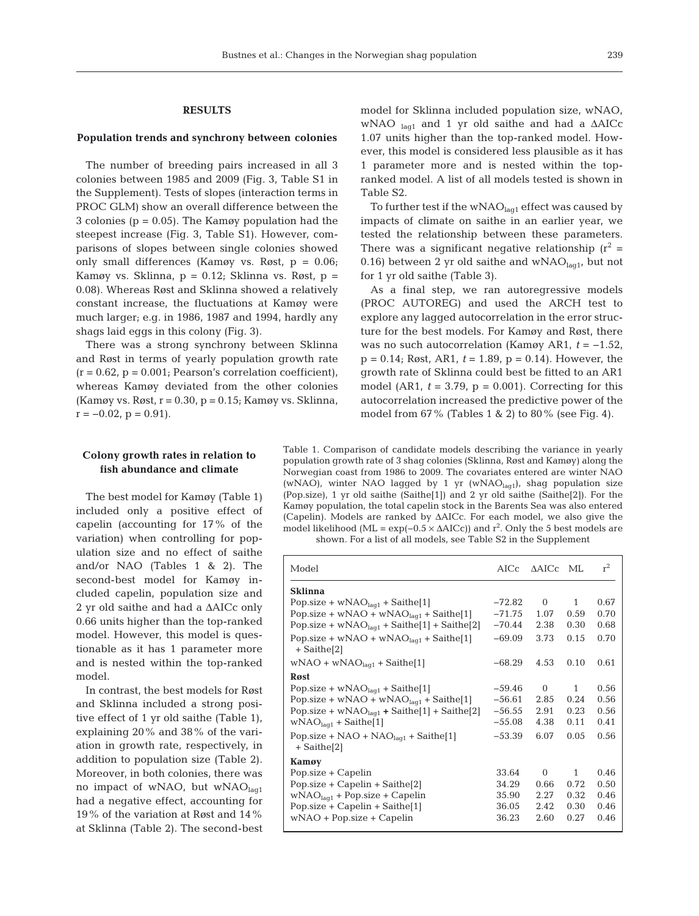## RESULTS

### Population trends and synchrony between colonies

The number of breeding pairs increased in all 3 colonies between 1985 and 2009 (Fig. 3, Table S1 in the Supplement). Tests of slopes (interaction terms in PROC GLM) show an overall difference between the 3 colonies ($p = 0.05$). The Kamøy population had the steepest increase (Fig. 3, Table S1). However, comparisons of slopes between single colonies showed only small differences (Kamøy vs. Røst, $p = 0.06$; Kamøy vs. Sklinna, $p = 0.12$; Sklinna vs. Røst, $p = 0.08$). Whereas Røst and Sklinna showed a relatively constant increase, the fluctuations at Kamøy were much larger; e.g. in 1986, 1987 and 1994, hardly any shags laid eggs in this colony (Fig. 3).

There was a strong synchrony between Sklinna and Røst in terms of yearly population growth rate ($r = 0.62$, $p = 0.001$; Pearson's correlation coefficient), whereas Kamøy deviated from the other colonies (Kamøy vs. Røst, $r = 0.30$, $p = 0.15$; Kamøy vs. Sklinna, $r = -0.02$, $p = 0.91$).

### Colony growth rates in relation to fish abundance and climate

The best model for Kamøy (Table 1) included only a positive effect of capelin (accounting for 17% of the variation) when controlling for population size and no effect of saithe and/or NAO (Tables 1 & 2). The second-best model for Kamøy included capelin, population size and 2 yr old saithe and had a ΔAICc only 0.66 units higher than the top-ranked model. However, this model is questionable as it has 1 parameter more and is nested within the top-ranked model.

In contrast, the best models for Røst and Sklinna included a strong positive effect of 1 yr old saithe (Table 1), explaining 20% and 38% of the variation in growth rate, respectively, in addition to population size (Table 2). Moreover, in both colonies, there was no impact of wNAO, but $wNAO_{lag1}$ had a negative effect, accounting for 19% of the variation at Røst and 14% at Sklinna (Table 2). The second-best model for Sklinna included population size, wNAO, $wNAO_{lag1}$ and 1 yr old saithe and had a ΔAICc 1.07 units higher than the top-ranked model. However, this model is considered less plausible as it has 1 parameter more and is nested within the top-ranked model. A list of all models tested is shown in Table S2.

To further test if the $wNAO_{lag1}$ effect was caused by impacts of climate on saithe in an earlier year, we tested the relationship between these parameters. There was a significant negative relationship ($r^2 = 0.16$) between 2 yr old saithe and $wNAO_{lag1}$, but not for 1 yr old saithe (Table 3).

As a final step, we ran autoregressive models (PROC AUTOREG) and used the ARCH test to explore any lagged autocorrelation in the error structure for the best models. For Kamøy and Røst, there was no such autocorrelation (Kamøy AR1, $t = -1.52$, $p = 0.14$; Røst, AR1, $t = 1.89$, $p = 0.14$). However, the growth rate of Sklinna could best be fitted to an AR1 model (AR1, $t = 3.79$, $p = 0.001$). Correcting for this autocorrelation increased the predictive power of the model from 67% (Tables 1 & 2) to 80% (see Fig. 4).

Table 1. Comparison of candidate models describing the variance in yearly population growth rate of 3 shag colonies (Sklinna, Røst and Kamøy) along the Norwegian coast from 1986 to 2009. The covariates entered are winter NAO (wNAO), winter NAO lagged by 1 yr ($wNAO_{lag1}$), shag population size (Pop.size), 1 yr old saithe (Saithe[1]) and 2 yr old saithe (Saithe[2]). For the Kamøy population, the total capelin stock in the Barents Sea was also entered (Capelin). Models are ranked by ΔAICc. For each model, we also give the model likelihood (ML = exp(−0.5 × ΔAICc)) and $r^2$. Only the 5 best models are shown. For a list of all models, see Table S2 in the Supplement

| Model | AICc | ΔAICc | ML | $r^2$ |
|---|---|---|---|---|
| **Sklinna** | | | | |
| Pop.size + $wNAO_{lag1}$ + Saithe[1] | −72.82 | 0 | 1 | 0.67 |
| Pop.size + wNAO + $wNAO_{lag1}$ + Saithe[1] | −71.75 | 1.07 | 0.59 | 0.70 |
| Pop.size + $wNAO_{lag1}$ + Saithe[1] + Saithe[2] | −70.44 | 2.38 | 0.30 | 0.68 |
| Pop.size + wNAO + $wNAO_{lag1}$ + Saithe[1] + Saithe[2] | −69.09 | 3.73 | 0.15 | 0.70 |
| wNAO + $wNAO_{lag1}$ + Saithe[1] | −68.29 | 4.53 | 0.10 | 0.61 |
| **Røst** | | | | |
| Pop.size + $wNAO_{lag1}$ + Saithe[1] | −59.46 | 0 | 1 | 0.56 |
| Pop.size + wNAO + $wNAO_{lag1}$ + Saithe[1] | −56.61 | 2.85 | 0.24 | 0.56 |
| Pop.size + $wNAO_{lag1}$ + Saithe[1] + Saithe[2] | −56.55 | 2.91 | 0.23 | 0.56 |
| $wNAO_{lag1}$ + Saithe[1] | −55.08 | 4.38 | 0.11 | 0.41 |
| Pop.size + NAO + $NAO_{lag1}$ + Saithe[1] + Saithe[2] | −53.39 | 6.07 | 0.05 | 0.56 |
| **Kamøy** | | | | |
| Pop.size + Capelin | 33.64 | 0 | 1 | 0.46 |
| Pop.size + Capelin + Saithe[2] | 34.29 | 0.66 | 0.72 | 0.50 |
| $wNAO_{lag1}$ + Pop.size + Capelin | 35.90 | 2.27 | 0.32 | 0.46 |
| Pop.size + Capelin + Saithe[1] | 36.05 | 2.42 | 0.30 | 0.46 |
| wNAO + Pop.size + Capelin | 36.23 | 2.60 | 0.27 | 0.46 |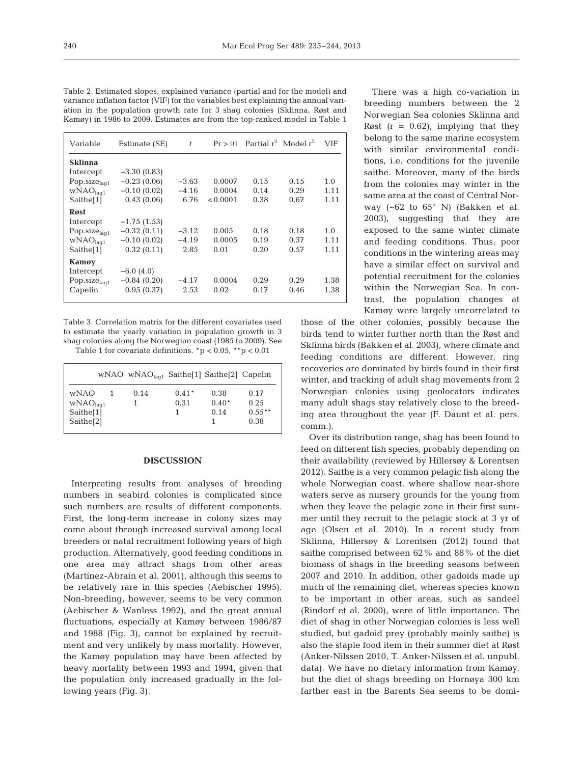Table 2. Estimated slopes, explained variance (partial and for the model) and variance inflation factor (VIF) for the variables best explaining the annual variation in the population growth rate for 3 shag colonies (Sklinna, Røst and Kamøy) in 1986 to 2009. Estimates are from the top-ranked model in Table 1

| Variable | Estimate (SE) | $t$ | $Pr > \|t\|$ | Partial $r^2$ | Model $r^2$ | VIF |
|---|---|---|---|---|---|---|
| **Sklinna** | | | | | | |
| Intercept | −3.30 (0.83) | | | | | |
| $Pop.size_{lag1}$ | −0.23 (0.06) | −3.63 | 0.0007 | 0.15 | 0.15 | 1.0 |
| $wNAO_{lag1}$ | −0.10 (0.02) | −4.16 | 0.0004 | 0.14 | 0.29 | 1.11 |
| Saithe[1] | 0.43 (0.06) | 6.76 | <0.0001 | 0.38 | 0.67 | 1.11 |
| **Røst** | | | | | | |
| Intercept | −1.75 (1.53) | | | | | |
| $Pop.size_{lag1}$ | −0.32 (0.11) | −3.12 | 0.005 | 0.18 | 0.18 | 1.0 |
| $wNAO_{lag1}$ | −0.10 (0.02) | −4.19 | 0.0005 | 0.19 | 0.37 | 1.11 |
| Saithe[1] | 0.32 (0.11) | 2.85 | 0.01 | 0.20 | 0.57 | 1.11 |
| **Kamøy** | | | | | | |
| Intercept | −6.0 (4.0) | | | | | |
| $Pop.size_{lag1}$ | −0.84 (0.20) | −4.17 | 0.0004 | 0.29 | 0.29 | 1.38 |
| Capelin | 0.95 (0.37) | 2.53 | 0.02 | 0.17 | 0.46 | 1.38 |

Table 3. Correlation matrix for the different covariates used to estimate the yearly variation in population growth in 3 shag colonies along the Norwegian coast (1985 to 2009). See Table 1 for covariate definitions. *$p < 0.05$, **$p < 0.01$

| | wNAO | $wNAO_{lag1}$ | Saithe[1] | Saithe[2] | Capelin |
|---|---|---|---|---|---|
| wNAO | 1 | 0.14 | 0.41* | 0.38 | 0.17 |
| $wNAO_{lag1}$ | | 1 | 0.31 | 0.40* | 0.25 |
| Saithe[1] | | | 1 | 0.14 | 0.55** |
| Saithe[2] | | | | 1 | 0.38 |

There was a high co-variation in breeding numbers between the 2 Norwegian Sea colonies Sklinna and Røst ($r = 0.62$), implying that they belong to the same marine ecosystem with similar environmental conditions, i.e. conditions for the juvenile saithe. Moreover, many of the birds from the colonies may winter in the same area at the coast of Central Norway (~62 to 65° N) (Bakken et al. 2003), suggesting that they are exposed to the same winter climate and feeding conditions. Thus, poor conditions in the wintering areas may have a similar effect on survival and potential recruitment for the colonies within the Norwegian Sea. In contrast, the population changes at Kamøy were largely uncorrelated to those of the other colonies, possibly because the birds tend to winter further north than the Røst and Sklinna birds (Bakken et al. 2003), where climate and feeding conditions are different. However, ring recoveries are dominated by birds found in their first winter, and tracking of adult shag movements from 2 Norwegian colonies using geolocators indicates many adult shags stay relatively close to the breeding area throughout the year (F. Daunt et al. pers. comm.).

## DISCUSSION

Interpreting results from analyses of breeding numbers in seabird colonies is complicated since such numbers are results of different components. First, the long-term increase in colony sizes may come about through increased survival among local breeders or natal recruitment following years of high production. Alternatively, good feeding conditions in one area may attract shags from other areas (Martínez-Abraín et al. 2001), although this seems to be relatively rare in this species (Aebischer 1995). Non-breeding, however, seems to be very common (Aebischer & Wanless 1992), and the great annual fluctuations, especially at Kamøy between 1986/87 and 1988 (Fig. 3), cannot be explained by recruitment and very unlikely by mass mortality. However, the Kamøy population may have been affected by heavy mortality between 1993 and 1994, given that the population only increased gradually in the following years (Fig. 3).

Over its distribution range, shag has been found to feed on different fish species, probably depending on their availability (reviewed by Hillersøy & Lorentsen 2012). Saithe is a very common pelagic fish along the whole Norwegian coast, where shallow near-shore waters serve as nursery grounds for the young from when they leave the pelagic zone in their first summer until they recruit to the pelagic stock at 3 yr of age (Olsen et al. 2010). In a recent study from Sklinna, Hillersøy & Lorentsen (2012) found that saithe comprised between 62% and 88% of the diet biomass of shags in the breeding seasons between 2007 and 2010. In addition, other gadoids made up much of the remaining diet, whereas species known to be important in other areas, such as sandeel (Rindorf et al. 2000), were of little importance. The diet of shag in other Norwegian colonies is less well studied, but gadoid prey (probably mainly saithe) is also the staple food item in their summer diet at Røst (Anker-Nilssen 2010, T. Anker-Nilssen et al. unpubl. data). We have no dietary information from Kamøy, but the diet of shags breeding on Hornøya 300 km farther east in the Barents Sea seems to be domi-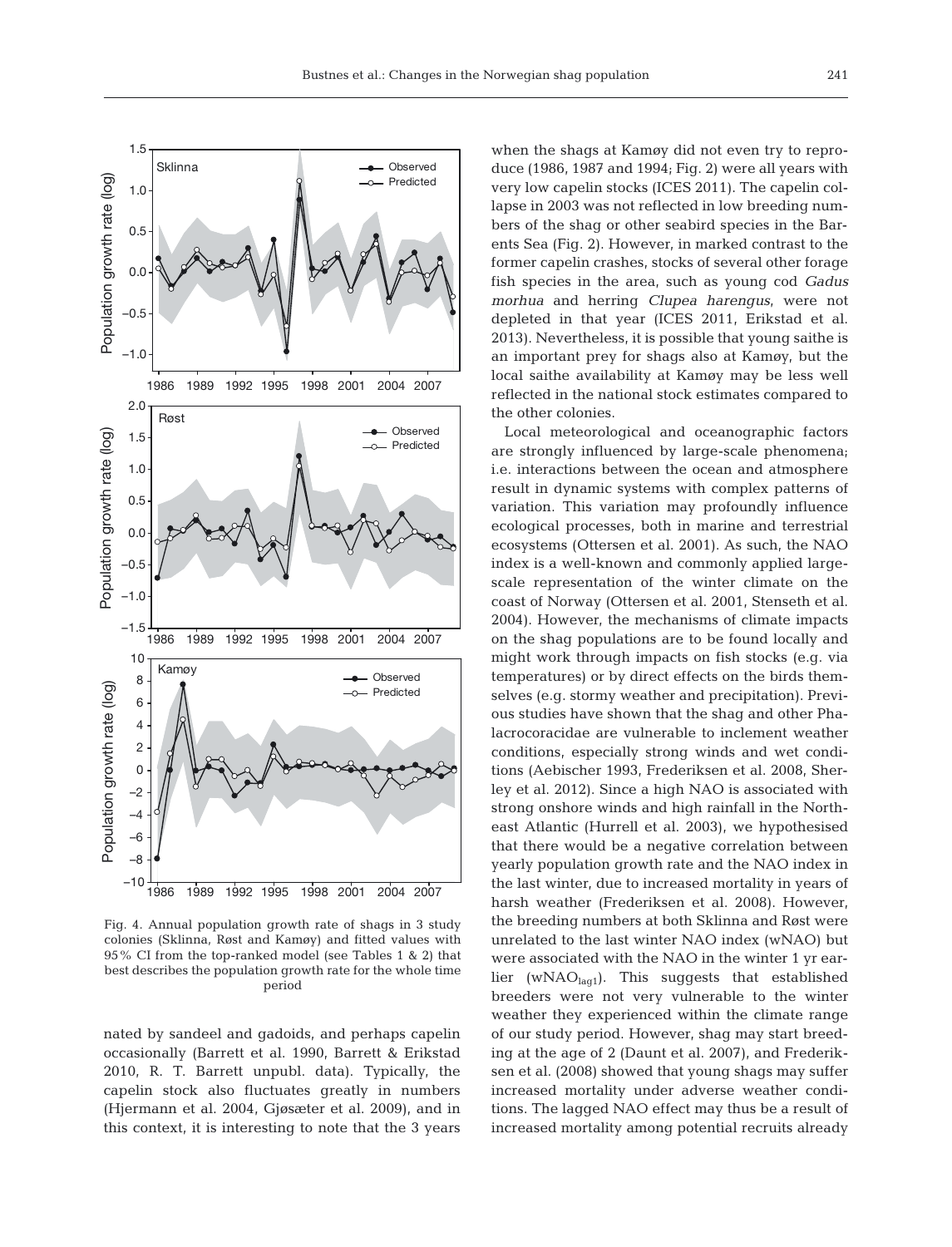Fig. 4. Annual population growth rate of shags in 3 study colonies (Sklinna, Røst and Kamøy) and fitted values with 95% CI from the top-ranked model (see Tables 1 & 2) that best describes the population growth rate for the whole time period

nated by sandeel and gadoids, and perhaps capelin occasionally (Barrett et al. 1990, Barrett & Erikstad 2010, R. T. Barrett unpubl. data). Typically, the capelin stock also fluctuates greatly in numbers (Hjermann et al. 2004, Gjøsæter et al. 2009), and in this context, it is interesting to note that the 3 years when the shags at Kamøy did not even try to reproduce (1986, 1987 and 1994; Fig. 2) were all years with very low capelin stocks (ICES 2011). The capelin collapse in 2003 was not reflected in low breeding numbers of the shag or other seabird species in the Barents Sea (Fig. 2). However, in marked contrast to the former capelin crashes, stocks of several other forage fish species in the area, such as young cod *Gadus morhua* and herring *Clupea harengus*, were not depleted in that year (ICES 2011, Erikstad et al. 2013). Nevertheless, it is possible that young saithe is an important prey for shags also at Kamøy, but the local saithe availability at Kamøy may be less well reflected in the national stock estimates compared to the other colonies.

Local meteorological and oceanographic factors are strongly influenced by large-scale phenomena; i.e. interactions between the ocean and atmosphere result in dynamic systems with complex patterns of variation. This variation may profoundly influence ecological processes, both in marine and terrestrial ecosystems (Ottersen et al. 2001). As such, the NAO index is a well-known and commonly applied large-scale representation of the winter climate on the coast of Norway (Ottersen et al. 2001, Stenseth et al. 2004). However, the mechanisms of climate impacts on the shag populations are to be found locally and might work through impacts on fish stocks (e.g. via temperatures) or by direct effects on the birds themselves (e.g. stormy weather and precipitation). Previous studies have shown that the shag and other Phalacrocoracidae are vulnerable to inclement weather conditions, especially strong winds and wet conditions (Aebischer 1993, Frederiksen et al. 2008, Sherley et al. 2012). Since a high NAO is associated with strong onshore winds and high rainfall in the Northeast Atlantic (Hurrell et al. 2003), we hypothesised that there would be a negative correlation between yearly population growth rate and the NAO index in the last winter, due to increased mortality in years of harsh weather (Frederiksen et al. 2008). However, the breeding numbers at both Sklinna and Røst were unrelated to the last winter NAO index (wNAO) but were associated with the NAO in the winter 1 yr earlier ($wNAO_{lag1}$). This suggests that established breeders were not very vulnerable to the winter weather they experienced within the climate range of our study period. However, shag may start breeding at the age of 2 (Daunt et al. 2007), and Frederiksen et al. (2008) showed that young shags may suffer increased mortality under adverse weather conditions. The lagged NAO effect may thus be a result of increased mortality among potential recruits already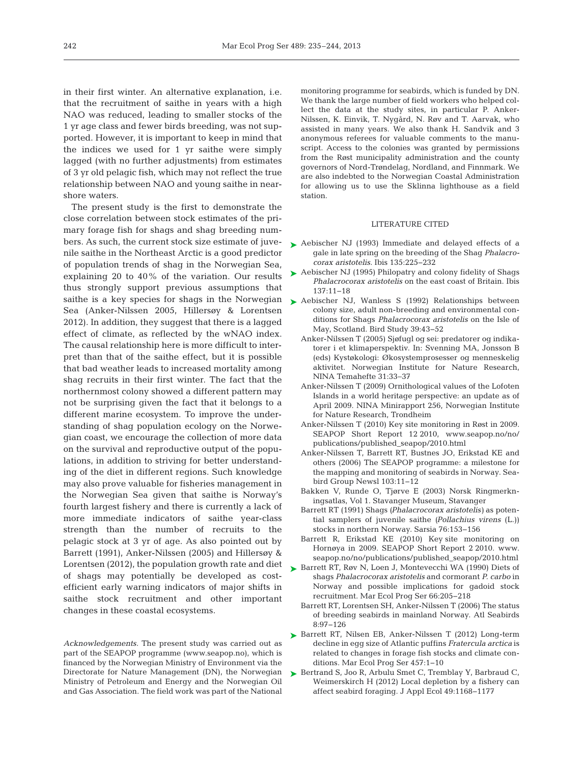in their first winter. An alternative explanation, i.e. that the recruitment of saithe in years with a high NAO was reduced, leading to smaller stocks of the 1 yr age class and fewer birds breeding, was not supported. However, it is important to keep in mind that the indices we used for 1 yr saithe were simply lagged (with no further adjustments) from estimates of 3 yr old pelagic fish, which may not reflect the true relationship between NAO and young saithe in near-shore waters.

The present study is the first to demonstrate the close correlation between stock estimates of the primary forage fish for shags and shag breeding numbers. As such, the current stock size estimate of juvenile saithe in the Northeast Arctic is a good predictor of population trends of shag in the Norwegian Sea, explaining 20 to 40% of the variation. Our results thus strongly support previous assumptions that saithe is a key species for shags in the Norwegian Sea (Anker-Nilssen 2005, Hillersøy & Lorentsen 2012). In addition, they suggest that there is a lagged effect of climate, as reflected by the wNAO index. The causal relationship here is more difficult to interpret than that of the saithe effect, but it is possible that bad weather leads to increased mortality among shag recruits in their first winter. The fact that the northernmost colony showed a different pattern may not be surprising given the fact that it belongs to a different marine ecosystem. To improve the understanding of shag population ecology on the Norwegian coast, we encourage the collection of more data on the survival and reproductive output of the populations, in addition to striving for better understanding of the diet in different regions. Such knowledge may also prove valuable for fisheries management in the Norwegian Sea given that saithe is Norway's fourth largest fishery and there is currently a lack of more immediate indicators of saithe year-class strength than the number of recruits to the pelagic stock at 3 yr of age. As also pointed out by Barrett (1991), Anker-Nilssen (2005) and Hillersøy & Lorentsen (2012), the population growth rate and diet of shags may potentially be developed as cost-efficient early warning indicators of major shifts in saithe stock recruitment and other important changes in these coastal ecosystems.

*Acknowledgements.* The present study was carried out as part of the SEAPOP programme (www.seapop.no), which is financed by the Norwegian Ministry of Environment via the Directorate for Nature Management (DN), the Norwegian Ministry of Petroleum and Energy and the Norwegian Oil and Gas Association. The field work was part of the National monitoring programme for seabirds, which is funded by DN. We thank the large number of field workers who helped collect the data at the study sites, in particular P. Anker-Nilssen, K. Einvik, T. Nygård, N. Røv and T. Aarvak, who assisted in many years. We also thank H. Sandvik and 3 anonymous referees for valuable comments to the manuscript. Access to the colonies was granted by permissions from the Røst municipality administration and the county governors of Nord-Trøndelag, Nordland, and Finnmark. We are also indebted to the Norwegian Coastal Administration for allowing us to use the Sklinna lighthouse as a field station.

## LITERATURE CITED

- Aebischer NJ (1993) Immediate and delayed effects of a gale in late spring on the breeding of the Shag *Phalacrocorax aristotelis*. Ibis 135:225–232
- Aebischer NJ (1995) Philopatry and colony fidelity of Shags *Phalacrocorax aristotelis* on the east coast of Britain. Ibis 137:11–18
- Aebischer NJ, Wanless S (1992) Relationships between colony size, adult non-breeding and environmental conditions for Shags *Phalacrocorax aristotelis* on the Isle of May, Scotland. Bird Study 39:43–52
- Anker-Nilssen T (2005) Sjøfugl og sei: predatorer og indikatorer i et klimaperspektiv. In: Svenning MA, Jonsson B (eds) Kystøkologi: Økosystemprosesser og menneskelig aktivitet. Norwegian Institute for Nature Research, NINA Temahefte 31:33–37
- Anker-Nilssen T (2009) Ornithological values of the Lofoten Islands in a world heritage perspective: an update as of April 2009. NINA Minirapport 256, Norwegian Institute for Nature Research, Trondheim
- Anker-Nilssen T (2010) Key site monitoring in Røst in 2009. SEAPOP Short Report 12 2010, www.seapop.no/no/publications/published_seapop/2010.html
- Anker-Nilssen T, Barrett RT, Bustnes JO, Erikstad KE and others (2006) The SEAPOP programme: a milestone for the mapping and monitoring of seabirds in Norway. Seabird Group Newsl 103:11–12
- Bakken V, Runde O, Tjørve E (2003) Norsk Ringmerkningsatlas, Vol 1. Stavanger Museum, Stavanger
- Barrett RT (1991) Shags (*Phalacrocorax aristotelis*) as potential samplers of juvenile saithe (*Pollachius virens* (L.)) stocks in northern Norway. Sarsia 76:153–156
- Barrett R, Erikstad KE (2010) Key site monitoring on Hornøya in 2009. SEAPOP Short Report 2 2010. www.seapop.no/no/publications/published_seapop/2010.html
- Barrett RT, Røv N, Loen J, Montevecchi WA (1990) Diets of shags *Phalacrocorax aristotelis* and cormorant *P. carbo* in Norway and possible implications for gadoid stock recruitment. Mar Ecol Prog Ser 66:205–218
- Barrett RT, Lorentsen SH, Anker-Nilssen T (2006) The status of breeding seabirds in mainland Norway. Atl Seabirds 8:97–126
- Barrett RT, Nilsen EB, Anker-Nilssen T (2012) Long-term decline in egg size of Atlantic puffins *Fratercula arctica* is related to changes in forage fish stocks and climate conditions. Mar Ecol Prog Ser 457:1–10
- Bertrand S, Joo R, Arbulu Smet C, Tremblay Y, Barbraud C, Weimerskirch H (2012) Local depletion by a fishery can affect seabird foraging. J Appl Ecol 49:1168–1177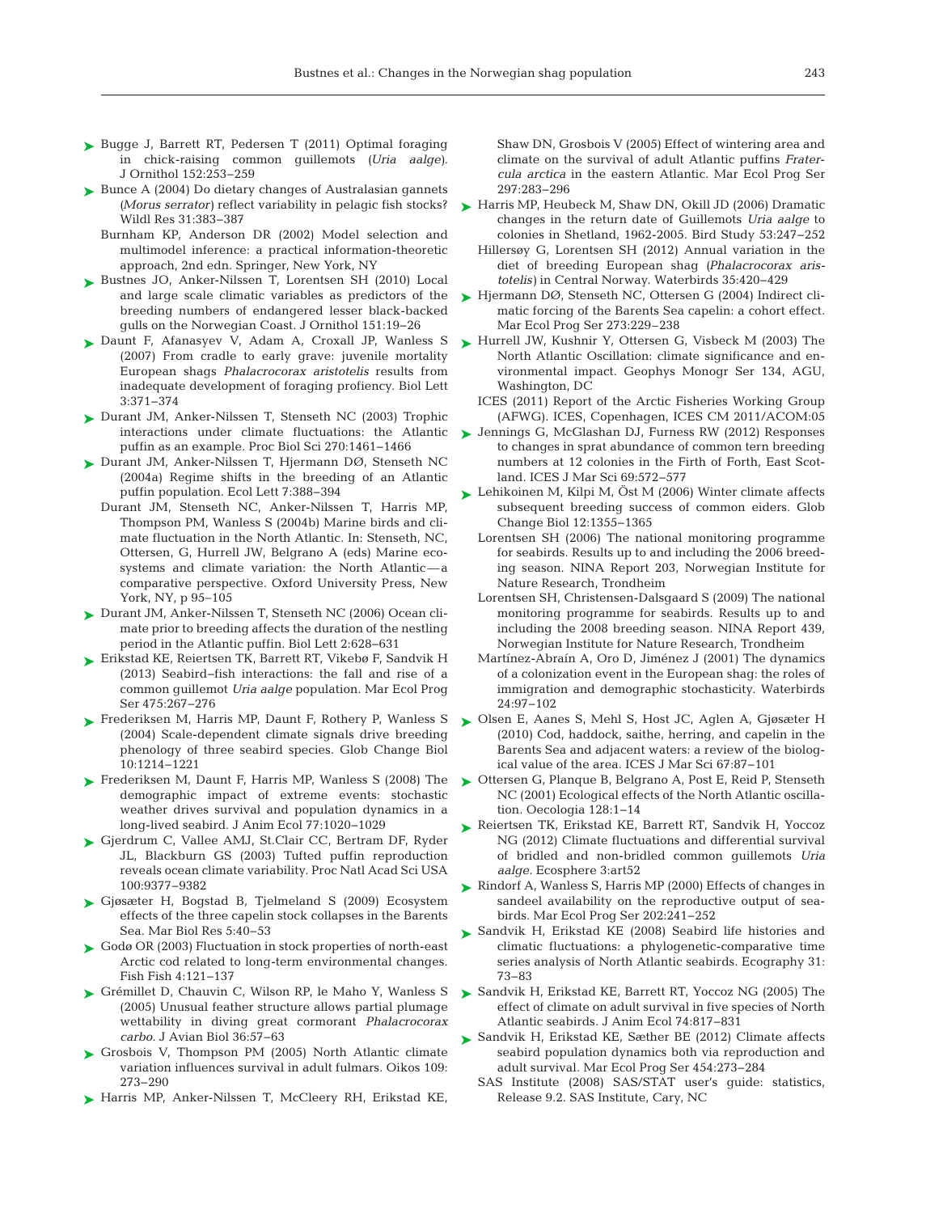Bugge J, Barrett RT, Pedersen T (2011) Optimal foraging in chick-raising common guillemots (*Uria aalge*). J Ornithol 152:253−259

Bunce A (2004) Do dietary changes of Australasian gannets (*Morus serrator*) reflect variability in pelagic fish stocks? Wildl Res 31:383−387

Burnham KP, Anderson DR (2002) Model selection and multimodel inference: a practical information-theoretic approach, 2nd edn. Springer, New York, NY

Bustnes JO, Anker-Nilssen T, Lorentsen SH (2010) Local and large scale climatic variables as predictors of the breeding numbers of endangered lesser black-backed gulls on the Norwegian Coast. J Ornithol 151:19−26

Daunt F, Afanasyev V, Adam A, Croxall JP, Wanless S (2007) From cradle to early grave: juvenile mortality European shags *Phalacrocorax aristotelis* results from inadequate development of foraging proficiency. Biol Lett 3:371−374

Durant JM, Anker-Nilssen T, Stenseth NC (2003) Trophic interactions under climate fluctuations: the Atlantic puffin as an example. Proc Biol Sci 270:1461−1466

Durant JM, Anker-Nilssen T, Hjermann DØ, Stenseth NC (2004a) Regime shifts in the breeding of an Atlantic puffin population. Ecol Lett 7:388−394

Durant JM, Stenseth NC, Anker-Nilssen T, Harris MP, Thompson PM, Wanless S (2004b) Marine birds and climate fluctuation in the North Atlantic. In: Stenseth, NC, Ottersen, G, Hurrell JW, Belgrano A (eds) Marine ecosystems and climate variation: the North Atlantic—a comparative perspective. Oxford University Press, New York, NY, p 95−105

Durant JM, Anker-Nilssen T, Stenseth NC (2006) Ocean climate prior to breeding affects the duration of the nestling period in the Atlantic puffin. Biol Lett 2:628−631

Erikstad KE, Reiertsen TK, Barrett RT, Vikebø F, Sandvik H (2013) Seabird−fish interactions: the fall and rise of a common guillemot *Uria aalge* population. Mar Ecol Prog Ser 475:267−276

Frederiksen M, Harris MP, Daunt F, Rothery P, Wanless S (2004) Scale-dependent climate signals drive breeding phenology of three seabird species. Glob Change Biol 10:1214−1221

Frederiksen M, Daunt F, Harris MP, Wanless S (2008) The demographic impact of extreme events: stochastic weather drives survival and population dynamics in a long-lived seabird. J Anim Ecol 77:1020−1029

Gjerdrum C, Vallee AMJ, St.Clair CC, Bertram DF, Ryder JL, Blackburn GS (2003) Tufted puffin reproduction reveals ocean climate variability. Proc Natl Acad Sci USA 100:9377−9382

Gjøsæter H, Bogstad B, Tjelmeland S (2009) Ecosystem effects of the three capelin stock collapses in the Barents Sea. Mar Biol Res 5:40−53

Godø OR (2003) Fluctuation in stock properties of north-east Arctic cod related to long-term environmental changes. Fish Fish 4:121−137

Grémillet D, Chauvin C, Wilson RP, le Maho Y, Wanless S (2005) Unusual feather structure allows partial plumage wettability in diving great cormorant *Phalacrocorax carbo*. J Avian Biol 36:57−63

Grosbois V, Thompson PM (2005) North Atlantic climate variation influences survival in adult fulmars. Oikos 109: 273−290

Harris MP, Anker-Nilssen T, McCleery RH, Erikstad KE, Shaw DN, Grosbois V (2005) Effect of wintering area and climate on the survival of adult Atlantic puffins *Fratercula arctica* in the eastern Atlantic. Mar Ecol Prog Ser 297:283−296

Harris MP, Heubeck M, Shaw DN, Okill JD (2006) Dramatic changes in the return date of Guillemots *Uria aalge* to colonies in Shetland, 1962-2005. Bird Study 53:247−252

Hillersøy G, Lorentsen SH (2012) Annual variation in the diet of breeding European shag (*Phalacrocorax aristotelis*) in Central Norway. Waterbirds 35:420−429

Hjermann DØ, Stenseth NC, Ottersen G (2004) Indirect climatic forcing of the Barents Sea capelin: a cohort effect. Mar Ecol Prog Ser 273:229−238

Hurrell JW, Kushnir Y, Ottersen G, Visbeck M (2003) The North Atlantic Oscillation: climate significance and environmental impact. Geophys Monogr Ser 134, AGU, Washington, DC

ICES (2011) Report of the Arctic Fisheries Working Group (AFWG). ICES, Copenhagen, ICES CM 2011/ACOM:05

Jennings G, McGlashan DJ, Furness RW (2012) Responses to changes in sprat abundance of common tern breeding numbers at 12 colonies in the Firth of Forth, East Scotland. ICES J Mar Sci 69:572−577

Lehikoinen M, Kilpi M, Öst M (2006) Winter climate affects subsequent breeding success of common eiders. Glob Change Biol 12:1355−1365

Lorentsen SH (2006) The national monitoring programme for seabirds. Results up to and including the 2006 breeding season. NINA Report 203, Norwegian Institute for Nature Research, Trondheim

Lorentsen SH, Christensen-Dalsgaard S (2009) The national monitoring programme for seabirds. Results up to and including the 2008 breeding season. NINA Report 439, Norwegian Institute for Nature Research, Trondheim

Martínez-Abraín A, Oro D, Jiménez J (2001) The dynamics of a colonization event in the European shag: the roles of immigration and demographic stochasticity. Waterbirds 24:97−102

Olsen E, Aanes S, Mehl S, Host JC, Aglen A, Gjøsæter H (2010) Cod, haddock, saithe, herring, and capelin in the Barents Sea and adjacent waters: a review of the biological value of the area. ICES J Mar Sci 67:87−101

Ottersen G, Planque B, Belgrano A, Post E, Reid P, Stenseth NC (2001) Ecological effects of the North Atlantic oscillation. Oecologia 128:1−14

Reiertsen TK, Erikstad KE, Barrett RT, Sandvik H, Yoccoz NG (2012) Climate fluctuations and differential survival of bridled and non-bridled common guillemots *Uria aalge*. Ecosphere 3:art52

Rindorf A, Wanless S, Harris MP (2000) Effects of changes in sandeel availability on the reproductive output of seabirds. Mar Ecol Prog Ser 202:241−252

Sandvik H, Erikstad KE (2008) Seabird life histories and climatic fluctuations: a phylogenetic-comparative time series analysis of North Atlantic seabirds. Ecography 31: 73−83

Sandvik H, Erikstad KE, Barrett RT, Yoccoz NG (2005) The effect of climate on adult survival in five species of North Atlantic seabirds. J Anim Ecol 74:817−831

Sandvik H, Erikstad KE, Sæther BE (2012) Climate affects seabird population dynamics both via reproduction and adult survival. Mar Ecol Prog Ser 454:273−284

SAS Institute (2008) SAS/STAT user's guide: statistics, Release 9.2. SAS Institute, Cary, NC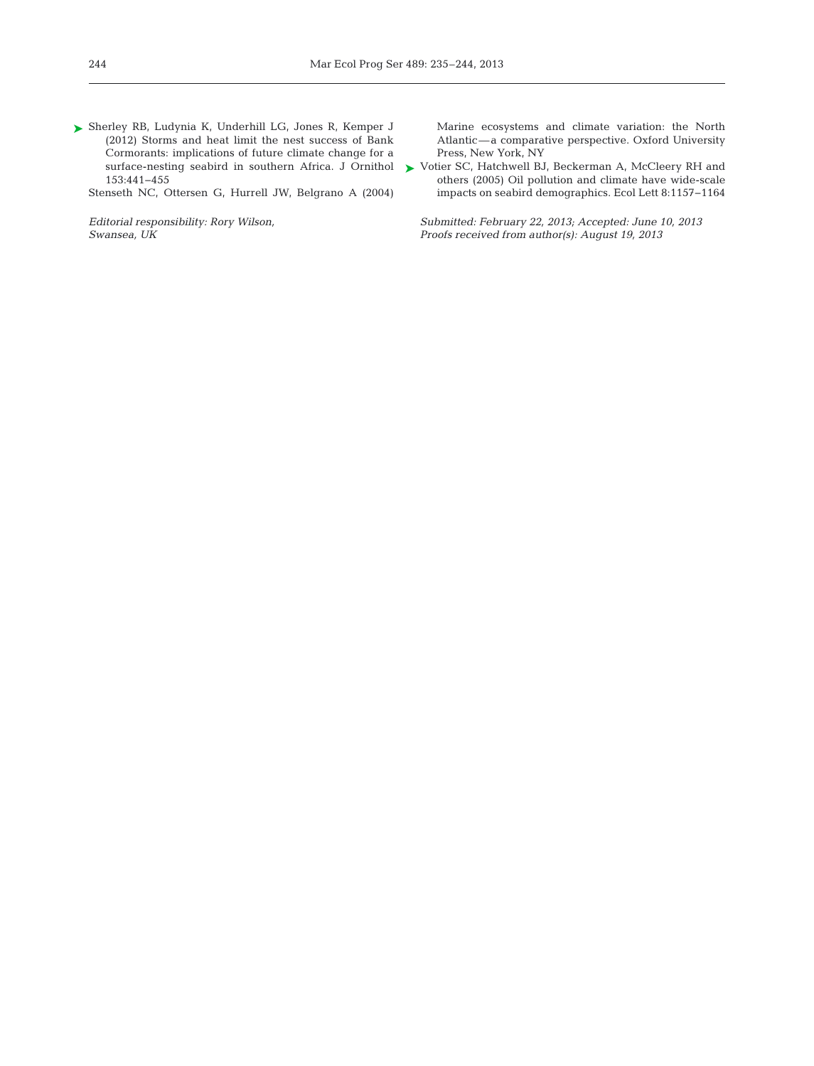Sherley RB, Ludynia K, Underhill LG, Jones R, Kemper J (2012) Storms and heat limit the nest success of Bank Cormorants: implications of future climate change for a surface-nesting seabird in southern Africa. J Ornithol 153:441–455

Stenseth NC, Ottersen G, Hurrell JW, Belgrano A (2004) Marine ecosystems and climate variation: the North Atlantic — a comparative perspective. Oxford University Press, New York, NY

Votier SC, Hatchwell BJ, Beckerman A, McCleery RH and others (2005) Oil pollution and climate have wide-scale impacts on seabird demographics. Ecol Lett 8:1157–1164

*Editorial responsibility: Rory Wilson, Swansea, UK*

*Submitted: February 22, 2013; Accepted: June 10, 2013*
*Proofs received from author(s): August 19, 2013*